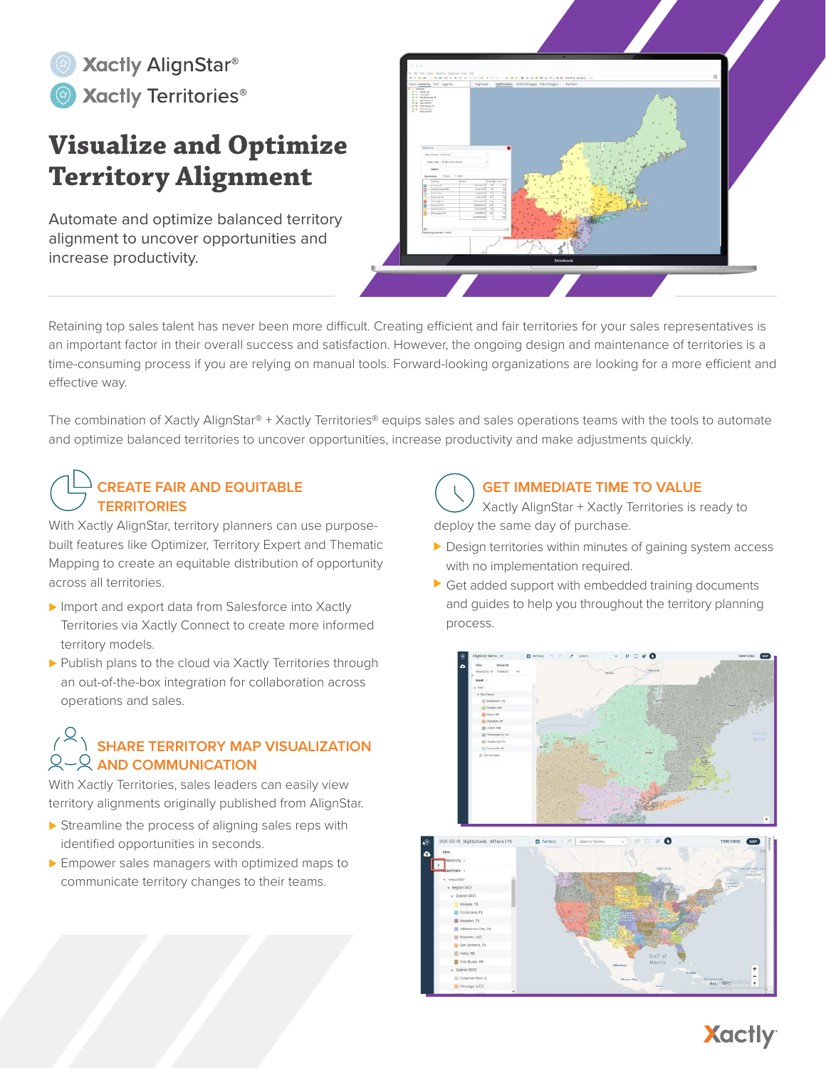Xactly AlignStar®

Xactly Territories®

# Visualize and Optimize Territory Alignment

Automate and optimize balanced territory alignment to uncover opportunities and increase productivity.

Retaining top sales talent has never been more difficult. Creating efficient and fair territories for your sales representatives is an important factor in their overall success and satisfaction. However, the ongoing design and maintenance of territories is a time-consuming process if you are relying on manual tools. Forward-looking organizations are looking for a more efficient and effective way.

The combination of Xactly AlignStar® + Xactly Territories® equips sales and sales operations teams with the tools to automate and optimize balanced territories to uncover opportunities, increase productivity and make adjustments quickly.

## CREATE FAIR AND EQUITABLE TERRITORIES

With Xactly AlignStar, territory planners can use purpose-built features like Optimizer, Territory Expert and Thematic Mapping to create an equitable distribution of opportunity across all territories.

- Import and export data from Salesforce into Xactly Territories via Xactly Connect to create more informed territory models.
- Publish plans to the cloud via Xactly Territories through an out-of-the-box integration for collaboration across operations and sales.

## SHARE TERRITORY MAP VISUALIZATION AND COMMUNICATION

With Xactly Territories, sales leaders can easily view territory alignments originally published from AlignStar.

- Streamline the process of aligning sales reps with identified opportunities in seconds.
- Empower sales managers with optimized maps to communicate territory changes to their teams.

## GET IMMEDIATE TIME TO VALUE

Xactly AlignStar + Xactly Territories is ready to deploy the same day of purchase.

- Design territories within minutes of gaining system access with no implementation required.
- Get added support with embedded training documents and guides to help you throughout the territory planning process.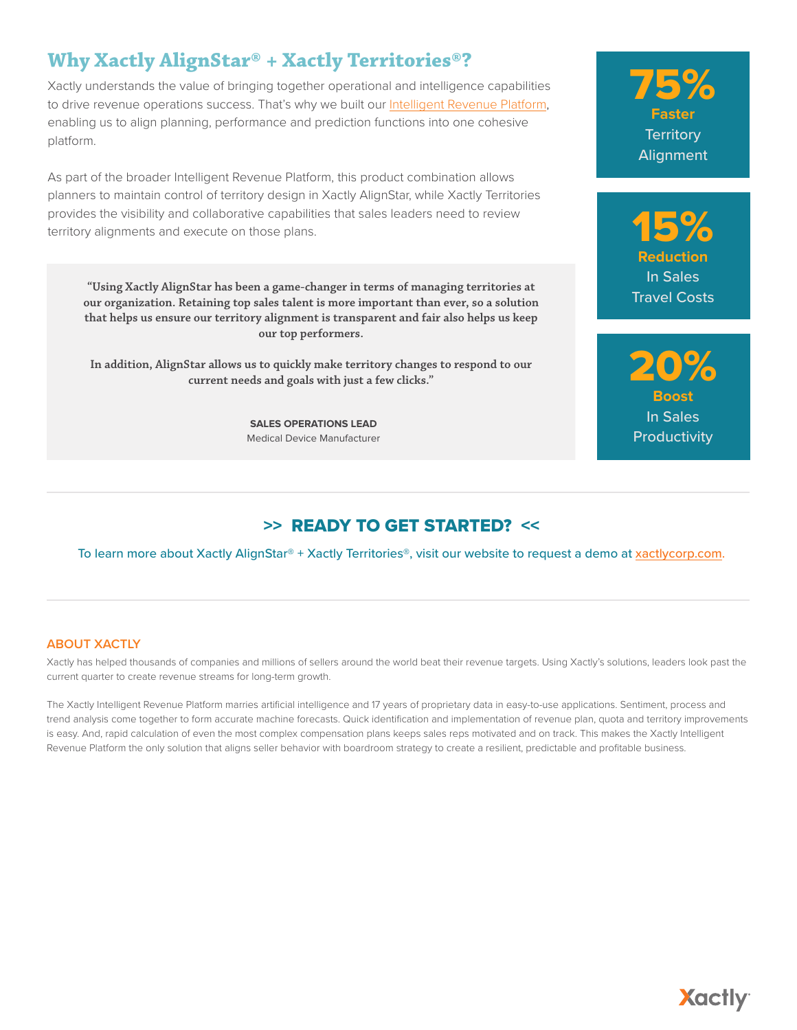## Why Xactly AlignStar® + Xactly Territories®?

Xactly understands the value of bringing together operational and intelligence capabilities to drive revenue operations success. That's why we built our Intelligent Revenue Platform, enabling us to align planning, performance and prediction functions into one cohesive platform.

As part of the broader Intelligent Revenue Platform, this product combination allows planners to maintain control of territory design in Xactly AlignStar, while Xactly Territories provides the visibility and collaborative capabilities that sales leaders need to review territory alignments and execute on those plans.

> **"Using Xactly AlignStar has been a game-changer in terms of managing territories at our organization. Retaining top sales talent is more important than ever, so a solution that helps us ensure our territory alignment is transparent and fair also helps us keep our top performers.**
>
> **In addition, AlignStar allows us to quickly make territory changes to respond to our current needs and goals with just a few clicks."**
>
> **SALES OPERATIONS LEAD**
> Medical Device Manufacturer

**75%**
**Faster**
Territory Alignment

**15%**
**Reduction**
In Sales Travel Costs

**20%**
**Boost**
In Sales Productivity

---

## >> READY TO GET STARTED? <<

To learn more about Xactly AlignStar® + Xactly Territories®, visit our website to request a demo at xactlycorp.com.

---

### ABOUT XACTLY

Xactly has helped thousands of companies and millions of sellers around the world beat their revenue targets. Using Xactly's solutions, leaders look past the current quarter to create revenue streams for long-term growth.

The Xactly Intelligent Revenue Platform marries artificial intelligence and 17 years of proprietary data in easy-to-use applications. Sentiment, process and trend analysis come together to form accurate machine forecasts. Quick identification and implementation of revenue plan, quota and territory improvements is easy. And, rapid calculation of even the most complex compensation plans keeps sales reps motivated and on track. This makes the Xactly Intelligent Revenue Platform the only solution that aligns seller behavior with boardroom strategy to create a resilient, predictable and profitable business.

Xactly